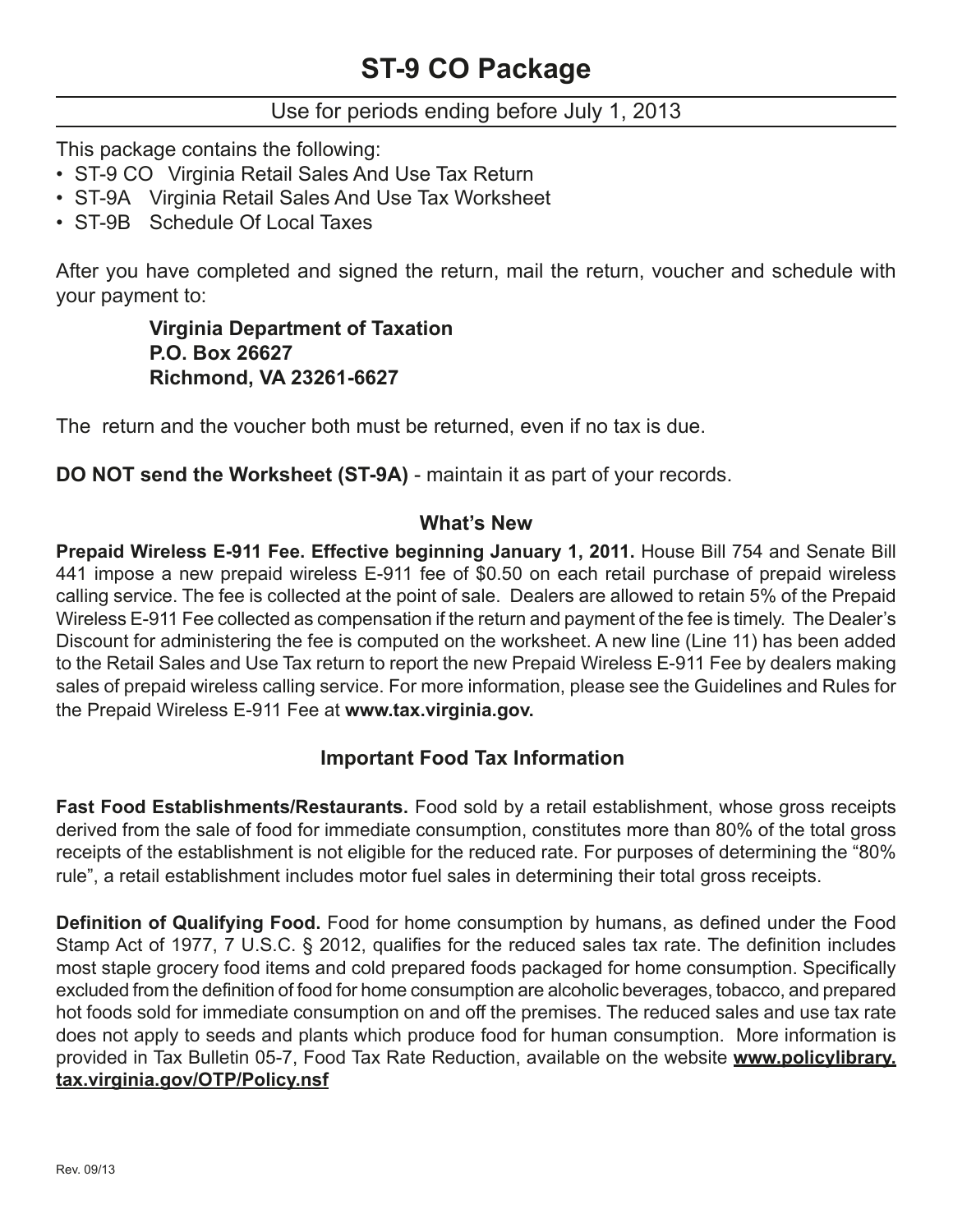# ST-9 CO Package

Use for periods ending before July 1, 2013

This package contains the following:

- ST-9 CO Virginia Retail Sales And Use Tax Return
- ST-9A Virginia Retail Sales And Use Tax Worksheet
- ST-9B Schedule Of Local Taxes

After you have completed and signed the return, mail the return, voucher and schedule with your payment to:

**Virginia Department of Taxation**
**P.O. Box 26627**
**Richmond, VA 23261-6627**

The return and the voucher both must be returned, even if no tax is due.

**DO NOT send the Worksheet (ST-9A)** - maintain it as part of your records.

### What's New

**Prepaid Wireless E-911 Fee. Effective beginning January 1, 2011.** House Bill 754 and Senate Bill 441 impose a new prepaid wireless E-911 fee of $0.50 on each retail purchase of prepaid wireless calling service. The fee is collected at the point of sale. Dealers are allowed to retain 5% of the Prepaid Wireless E-911 Fee collected as compensation if the return and payment of the fee is timely. The Dealer's Discount for administering the fee is computed on the worksheet. A new line (Line 11) has been added to the Retail Sales and Use Tax return to report the new Prepaid Wireless E-911 Fee by dealers making sales of prepaid wireless calling service. For more information, please see the Guidelines and Rules for the Prepaid Wireless E-911 Fee at **www.tax.virginia.gov.**

### Important Food Tax Information

**Fast Food Establishments/Restaurants.** Food sold by a retail establishment, whose gross receipts derived from the sale of food for immediate consumption, constitutes more than 80% of the total gross receipts of the establishment is not eligible for the reduced rate. For purposes of determining the "80% rule", a retail establishment includes motor fuel sales in determining their total gross receipts.

**Definition of Qualifying Food.** Food for home consumption by humans, as defined under the Food Stamp Act of 1977, 7 U.S.C. § 2012, qualifies for the reduced sales tax rate. The definition includes most staple grocery food items and cold prepared foods packaged for home consumption. Specifically excluded from the definition of food for home consumption are alcoholic beverages, tobacco, and prepared hot foods sold for immediate consumption on and off the premises. The reduced sales and use tax rate does not apply to seeds and plants which produce food for human consumption. More information is provided in Tax Bulletin 05-7, Food Tax Rate Reduction, available on the website **www.policylibrary.tax.virginia.gov/OTP/Policy.nsf**

Rev. 09/13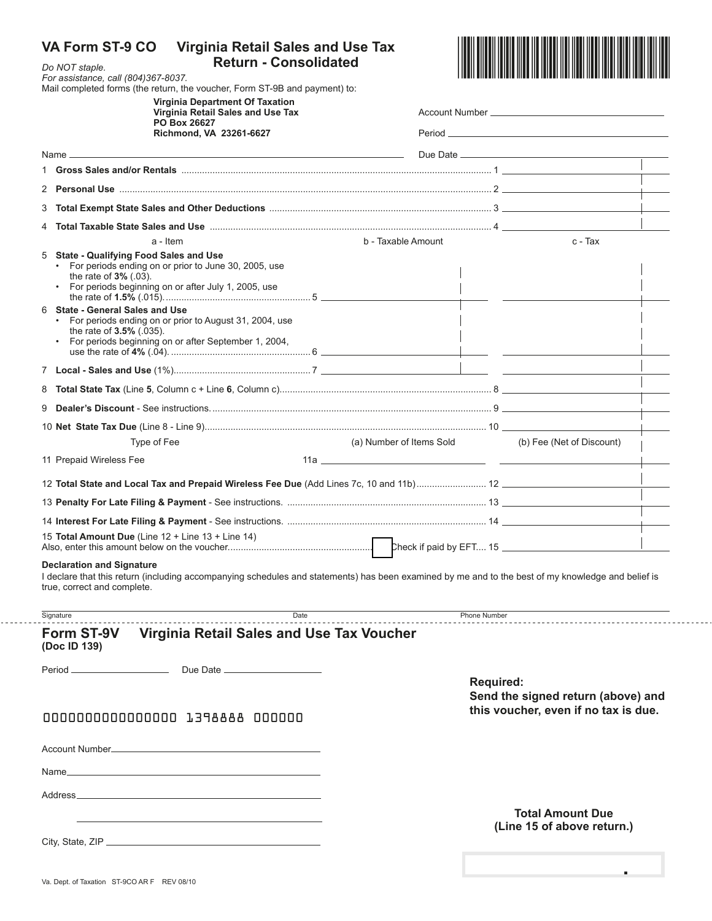# VA Form ST-9 CO Virginia Retail Sales and Use Tax Return - Consolidated

*Do NOT staple.*
*For assistance, call (804)367-8037.*
Mail completed forms (the return, the voucher, Form ST-9B and payment) to:

**Virginia Department Of Taxation**
**Virginia Retail Sales and Use Tax**
**PO Box 26627**
**Richmond, VA 23261-6627**

Account Number ______________________

Period ______________________

Name ______________________ Due Date ______________________

1 **Gross Sales and/or Rentals** .......... 1 ______

2 **Personal Use** .......... 2 ______

3 **Total Exempt State Sales and Other Deductions** .......... 3 ______

4 **Total Taxable State Sales and Use** .......... 4 ______

| a - Item | b - Taxable Amount | c - Tax |
|---|---|---|
| 5 **State - Qualifying Food Sales and Use**<br>• For periods ending on or prior to June 30, 2005, use the rate of **3%** (.03).<br>• For periods beginning on or after July 1, 2005, use the rate of **1.5%** (.015)........ 5 | | |
| 6 **State - General Sales and Use**<br>• For periods ending on or prior to August 31, 2004, use the rate of **3.5%** (.035).<br>• For periods beginning on or after September 1, 2004, use the rate of **4%** (.04)........ 6 | | |
| 7 **Local - Sales and Use** (1%)........ 7 | | |

8 **Total State Tax** (Line **5**, Column c + Line **6**, Column c).......... 8 ______

9 **Dealer's Discount** - See instructions.......... 9 ______

10 **Net State Tax Due** (Line 8 - Line 9).......... 10 ______

| Type of Fee | (a) Number of Items Sold | (b) Fee (Net of Discount) |
|---|---|---|
| 11 Prepaid Wireless Fee 11a | | |

12 **Total State and Local Tax and Prepaid Wireless Fee Due** (Add Lines 7c, 10 and 11b).......... 12 ______

13 **Penalty For Late Filing & Payment** - See instructions. .......... 13 ______

14 **Interest For Late Filing & Payment** - See instructions. .......... 14 ______

15 **Total Amount Due** (Line 12 + Line 13 + Line 14)
Also, enter this amount below on the voucher.......... ☐ Check if paid by EFT.... 15 ______

**Declaration and Signature**

I declare that this return (including accompanying schedules and statements) has been examined by me and to the best of my knowledge and belief is true, correct and complete.

Signature ______________________ Date ______________________ Phone Number ______________________

---

## Form ST-9V Virginia Retail Sales and Use Tax Voucher

**(Doc ID 139)**

Period ______________ Due Date ______________

**Required:**
**Send the signed return (above) and this voucher, even if no tax is due.**

0000000000000000 1398888 000000

Account Number ______________________

Name ______________________

Address ______________________

______________________

City, State, ZIP ______________________

**Total Amount Due**
**(Line 15 of above return.)**

Va. Dept. of Taxation ST-9CO AR F REV 08/10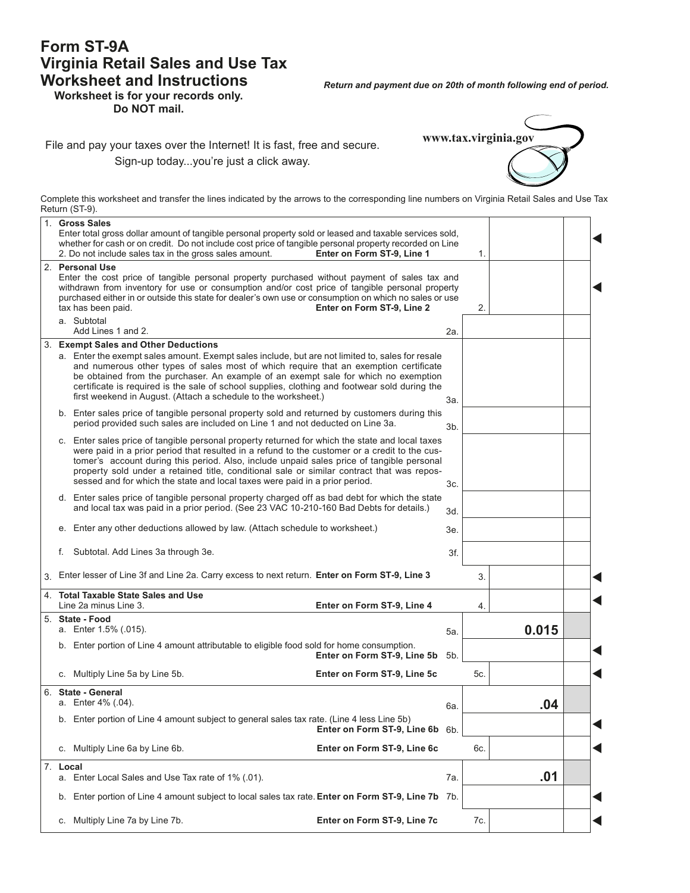# Form ST-9A
# Virginia Retail Sales and Use Tax Worksheet and Instructions

**Worksheet is for your records only. Do NOT mail.**

*Return and payment due on 20th of month following end of period.*

File and pay your taxes over the Internet! It is fast, free and secure. Sign-up today...you're just a click away.

www.tax.virginia.gov

Complete this worksheet and transfer the lines indicated by the arrows to the corresponding line numbers on Virginia Retail Sales and Use Tax Return (ST-9).

| Line | Description | Line No. | Amount | | |
|---|---|---|---|---|---|
| 1. | **Gross Sales** Enter total gross dollar amount of tangible personal property sold or leased and taxable services sold, whether for cash or on credit. Do not include cost price of tangible personal property recorded on Line 2. Do not include sales tax in the gross sales amount. **Enter on Form ST-9, Line 1** | 1. | | | ◀ |
| 2. | **Personal Use** Enter the cost price of tangible personal property purchased without payment of sales tax and withdrawn from inventory for use or consumption and/or cost price of tangible personal property purchased either in or outside this state for dealer's own use or consumption on which no sales or use tax has been paid. **Enter on Form ST-9, Line 2** | 2. | | | ◀ |
| | a. Subtotal Add Lines 1 and 2. | 2a. | | | |
| 3. | **Exempt Sales and Other Deductions** | | | | |
| | a. Enter the exempt sales amount. Exempt sales include, but are not limited to, sales for resale and numerous other types of sales most of which require that an exemption certificate be obtained from the purchaser. An example of an exempt sale for which no exemption certificate is required is the sale of school supplies, clothing and footwear sold during the first weekend in August. (Attach a schedule to the worksheet.) | 3a. | | | |
| | b. Enter sales price of tangible personal property sold and returned by customers during this period provided such sales are included on Line 1 and not deducted on Line 3a. | 3b. | | | |
| | c. Enter sales price of tangible personal property returned for which the state and local taxes were paid in a prior period that resulted in a refund to the customer or a credit to the customer's account during this period. Also, include unpaid sales price of tangible personal property sold under a retained title, conditional sale or similar contract that was repossessed and for which the state and local taxes were paid in a prior period. | 3c. | | | |
| | d. Enter sales price of tangible personal property charged off as bad debt for which the state and local tax was paid in a prior period. (See 23 VAC 10-210-160 Bad Debts for details.) | 3d. | | | |
| | e. Enter any other deductions allowed by law. (Attach schedule to worksheet.) | 3e. | | | |
| | f. Subtotal. Add Lines 3a through 3e. | 3f. | | | |
| 3. | Enter lesser of Line 3f and Line 2a. Carry excess to next return. **Enter on Form ST-9, Line 3** | 3. | | | ◀ |
| 4. | **Total Taxable State Sales and Use** Line 2a minus Line 3. **Enter on Form ST-9, Line 4** | 4. | | | ◀ |
| 5. | **State - Food** | | | | |
| | a. Enter 1.5% (.015). | 5a. | **0.015** | | |
| | b. Enter portion of Line 4 amount attributable to eligible food sold for home consumption. **Enter on Form ST-9, Line 5b** | 5b. | | | ◀ |
| | c. Multiply Line 5a by Line 5b. **Enter on Form ST-9, Line 5c** | 5c. | | | ◀ |
| 6. | **State - General** | | | | |
| | a. Enter 4% (.04). | 6a. | **.04** | | |
| | b. Enter portion of Line 4 amount subject to general sales tax rate. (Line 4 less Line 5b) **Enter on Form ST-9, Line 6b** | 6b. | | | ◀ |
| | c. Multiply Line 6a by Line 6b. **Enter on Form ST-9, Line 6c** | 6c. | | | ◀ |
| 7. | **Local** | | | | |
| | a. Enter Local Sales and Use Tax rate of 1% (.01). | 7a. | **.01** | | |
| | b. Enter portion of Line 4 amount subject to local sales tax rate. **Enter on Form ST-9, Line 7b** | 7b. | | | ◀ |
| | c. Multiply Line 7a by Line 7b. **Enter on Form ST-9, Line 7c** | 7c. | | | ◀ |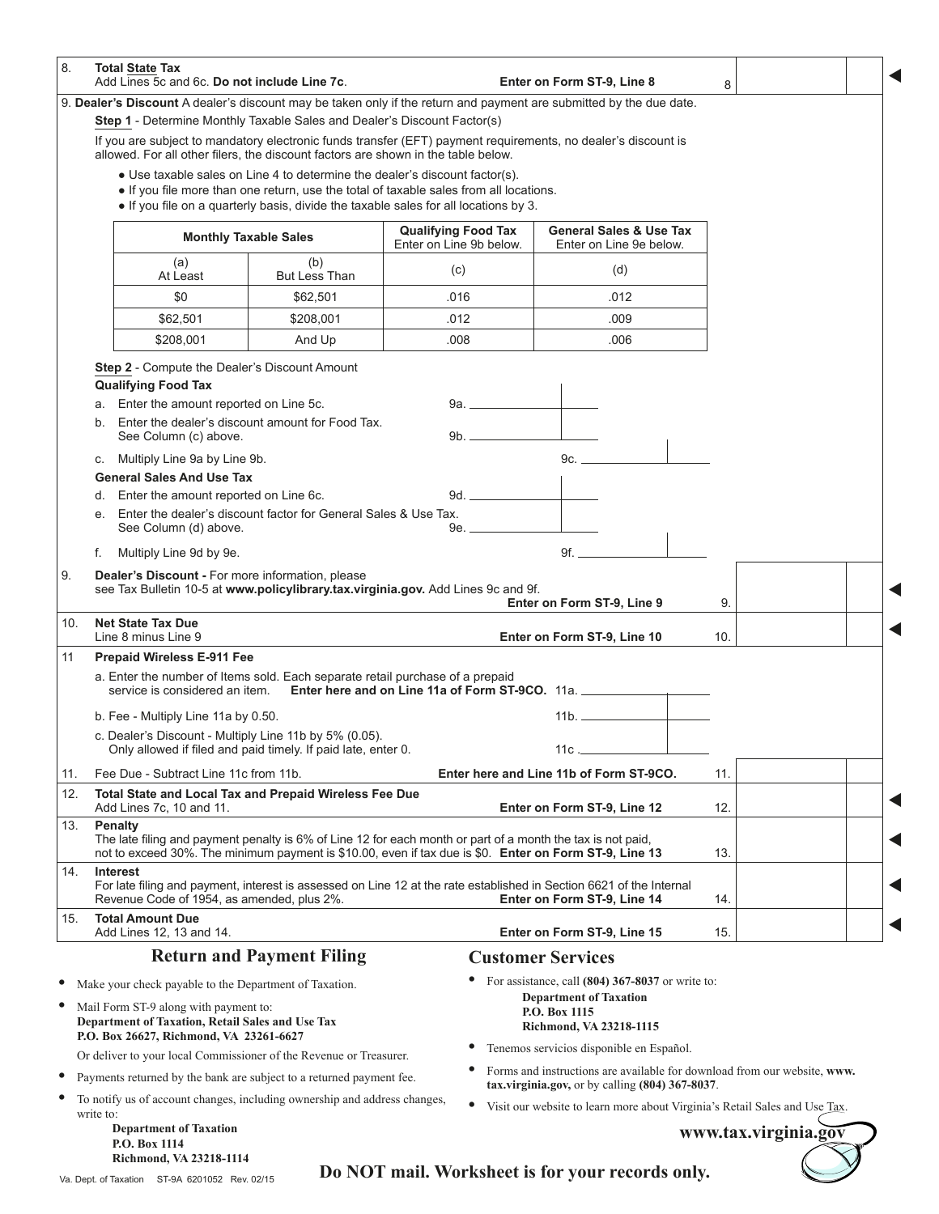8. **Total State Tax**
Add Lines 5c and 6c. **Do not include Line 7c**. **Enter on Form ST-9, Line 8** 8

9. **Dealer's Discount** A dealer's discount may be taken only if the return and payment are submitted by the due date.

**Step 1** - Determine Monthly Taxable Sales and Dealer's Discount Factor(s)

If you are subject to mandatory electronic funds transfer (EFT) payment requirements, no dealer's discount is allowed. For all other filers, the discount factors are shown in the table below.

- Use taxable sales on Line 4 to determine the dealer's discount factor(s).
- If you file more than one return, use the total of taxable sales from all locations.
- If you file on a quarterly basis, divide the taxable sales for all locations by 3.

| Monthly Taxable Sales | | Qualifying Food Tax Enter on Line 9b below. | General Sales & Use Tax Enter on Line 9e below. |
|---|---|---|---|
| (a) At Least | (b) But Less Than | (c) | (d) |
| $0 | $62,501 | .016 | .012 |
| $62,501 | $208,001 | .012 | .009 |
| $208,001 | And Up | .008 | .006 |

**Step 2** - Compute the Dealer's Discount Amount

**Qualifying Food Tax**

a. Enter the amount reported on Line 5c. 9a. ______

b. Enter the dealer's discount amount for Food Tax. See Column (c) above. 9b. ______

c. Multiply Line 9a by Line 9b. 9c. ______

**General Sales And Use Tax**

d. Enter the amount reported on Line 6c. 9d. ______

e. Enter the dealer's discount factor for General Sales & Use Tax. See Column (d) above. 9e. ______

f. Multiply Line 9d by 9e. 9f. ______

9. **Dealer's Discount -** For more information, please see Tax Bulletin 10-5 at **www.policylibrary.tax.virginia.gov.** Add Lines 9c and 9f. **Enter on Form ST-9, Line 9** 9.

10. **Net State Tax Due**
Line 8 minus Line 9 **Enter on Form ST-9, Line 10** 10.

11 **Prepaid Wireless E-911 Fee**

a. Enter the number of Items sold. Each separate retail purchase of a prepaid service is considered an item. **Enter here and on Line 11a of Form ST-9CO.** 11a. ______

b. Fee - Multiply Line 11a by 0.50. 11b. ______

c. Dealer's Discount - Multiply Line 11b by 5% (0.05). Only allowed if filed and paid timely. If paid late, enter 0. 11c. ______

11. Fee Due - Subtract Line 11c from 11b. **Enter here and Line 11b of Form ST-9CO.** 11.

12. **Total State and Local Tax and Prepaid Wireless Fee Due**
Add Lines 7c, 10 and 11. **Enter on Form ST-9, Line 12** 12.

13. **Penalty**
The late filing and payment penalty is 6% of Line 12 for each month or part of a month the tax is not paid, not to exceed 30%. The minimum payment is $10.00, even if tax due is $0. **Enter on Form ST-9, Line 13** 13.

14. **Interest**
For late filing and payment, interest is assessed on Line 12 at the rate established in Section 6621 of the Internal Revenue Code of 1954, as amended, plus 2%. **Enter on Form ST-9, Line 14** 14.

15. **Total Amount Due**
Add Lines 12, 13 and 14. **Enter on Form ST-9, Line 15** 15.

## Return and Payment Filing

- Make your check payable to the Department of Taxation.
- Mail Form ST-9 along with payment to:
  **Department of Taxation, Retail Sales and Use Tax**
  **P.O. Box 26627, Richmond, VA 23261-6627**

  Or deliver to your local Commissioner of the Revenue or Treasurer.
- Payments returned by the bank are subject to a returned payment fee.
- To notify us of account changes, including ownership and address changes, write to:
  **Department of Taxation**
  **P.O. Box 1114**
  **Richmond, VA 23218-1114**

## Customer Services

- For assistance, call **(804) 367-8037** or write to:
  **Department of Taxation**
  **P.O. Box 1115**
  **Richmond, VA 23218-1115**
- Tenemos servicios disponible en Español.
- Forms and instructions are available for download from our website, **www.tax.virginia.gov,** or by calling **(804) 367-8037**.
- Visit our website to learn more about Virginia's Retail Sales and Use Tax.

**www.tax.virginia.gov**

Va. Dept. of Taxation ST-9A 6201052 Rev. 02/15

**Do NOT mail. Worksheet is for your records only.**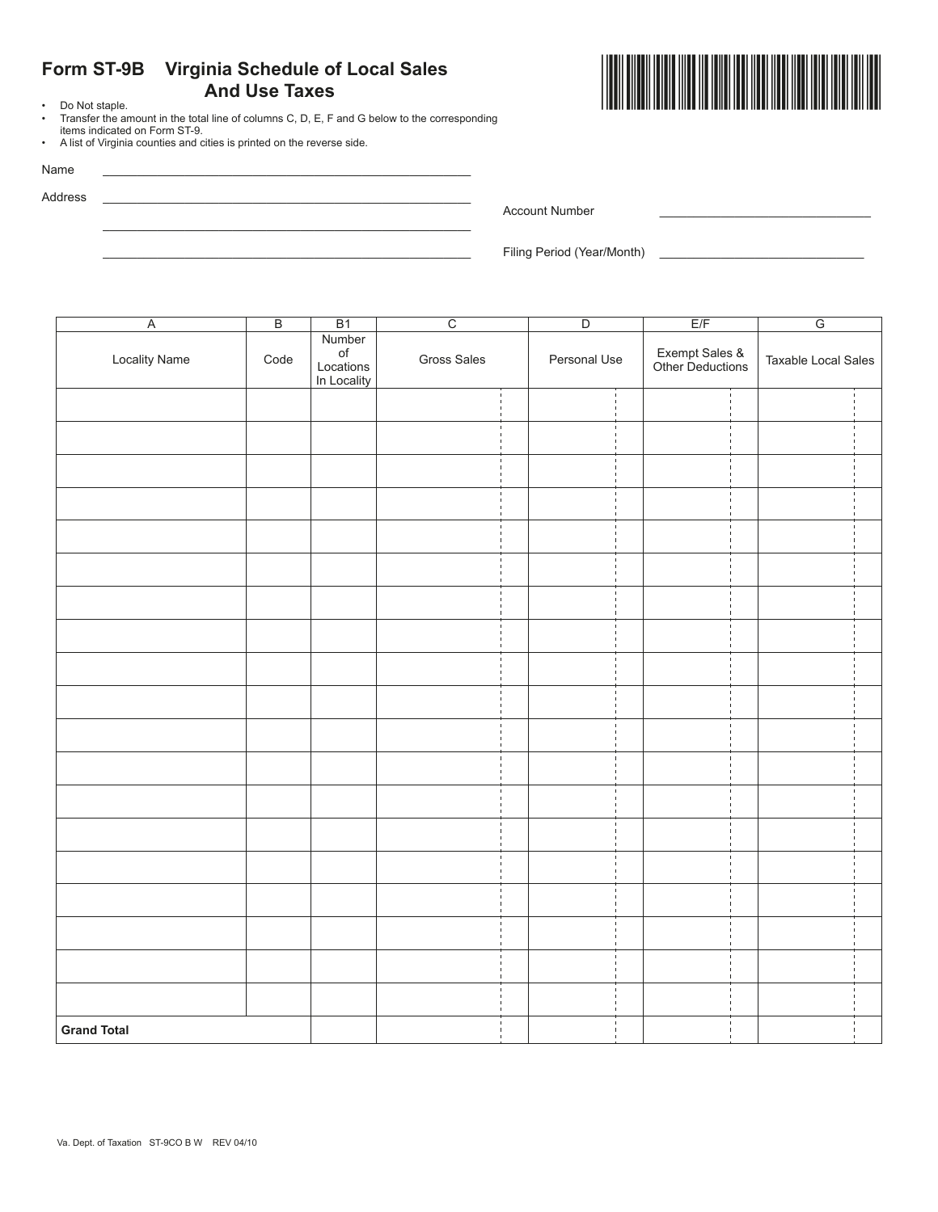# Form ST-9B Virginia Schedule of Local Sales And Use Taxes

- Do Not staple.
- Transfer the amount in the total line of columns C, D, E, F and G below to the corresponding items indicated on Form ST-9.
- A list of Virginia counties and cities is printed on the reverse side.

Name \_\_\_\_\_\_\_\_\_\_\_\_\_\_\_\_\_\_\_\_\_\_\_\_\_\_\_\_\_\_\_\_\_\_\_\_\_\_\_\_\_\_\_\_

Address \_\_\_\_\_\_\_\_\_\_\_\_\_\_\_\_\_\_\_\_\_\_\_\_\_\_\_\_\_\_\_\_\_\_\_\_\_\_\_\_\_\_\_\_

\_\_\_\_\_\_\_\_\_\_\_\_\_\_\_\_\_\_\_\_\_\_\_\_\_\_\_\_\_\_\_\_\_\_\_\_\_\_\_\_\_\_\_\_

\_\_\_\_\_\_\_\_\_\_\_\_\_\_\_\_\_\_\_\_\_\_\_\_\_\_\_\_\_\_\_\_\_\_\_\_\_\_\_\_\_\_\_\_

Account Number \_\_\_\_\_\_\_\_\_\_\_\_\_\_\_\_\_\_\_\_\_\_\_\_\_\_

Filing Period (Year/Month) \_\_\_\_\_\_\_\_\_\_\_\_\_\_\_\_\_\_\_\_\_\_\_\_\_\_

| A | B | B1 | C | D | E/F | G |
|---|---|---|---|---|---|---|
| Locality Name | Code | Number of Locations In Locality | Gross Sales | Personal Use | Exempt Sales & Other Deductions | Taxable Local Sales |
| | | | | | | |
| | | | | | | |
| | | | | | | |
| | | | | | | |
| | | | | | | |
| | | | | | | |
| | | | | | | |
| | | | | | | |
| | | | | | | |
| | | | | | | |
| | | | | | | |
| | | | | | | |
| | | | | | | |
| | | | | | | |
| | | | | | | |
| | | | | | | |
| | | | | | | |
| | | | | | | |
| | | | | | | |
| **Grand Total** | | | | | | |

Va. Dept. of Taxation ST-9CO B W REV 04/10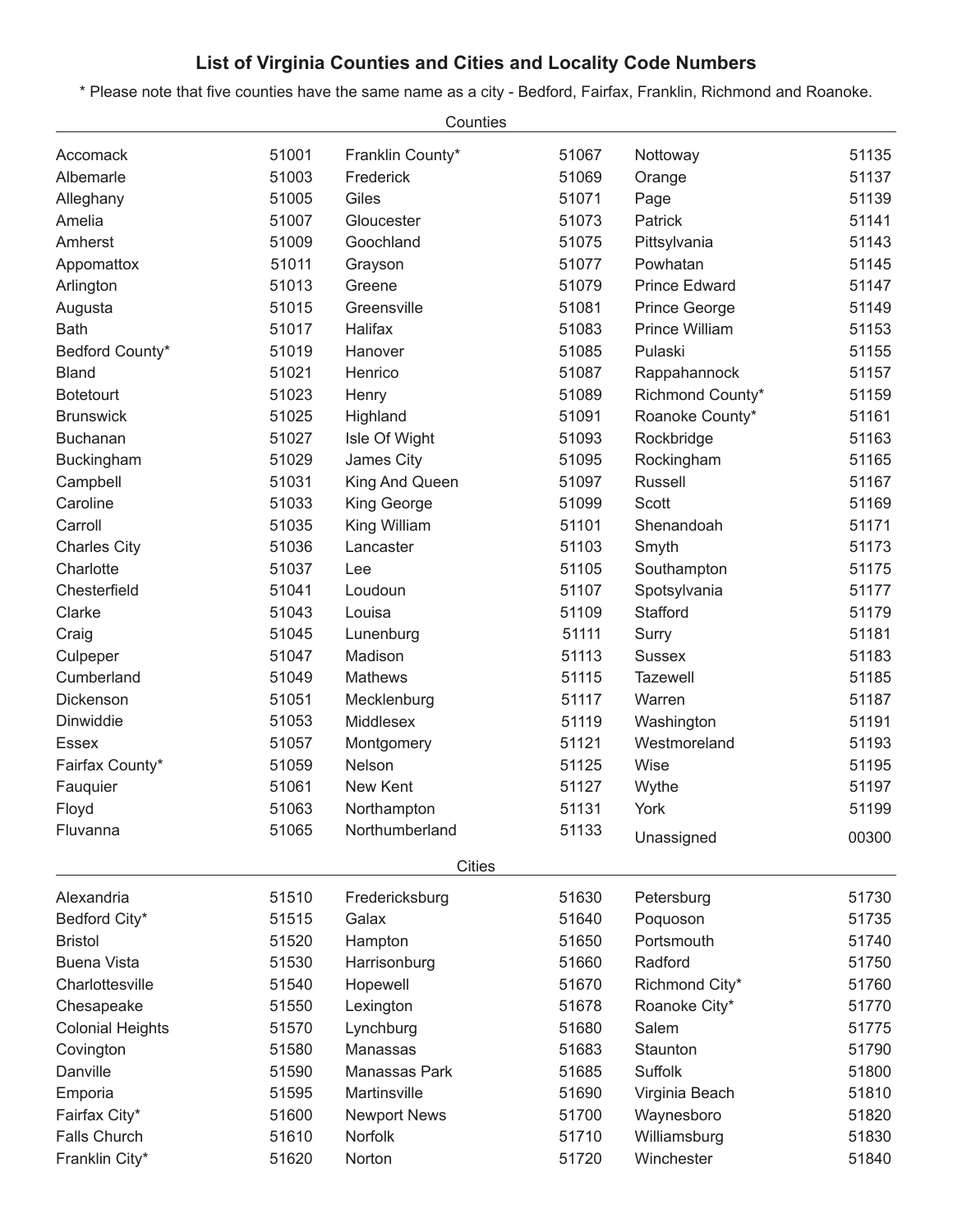## List of Virginia Counties and Cities and Locality Code Numbers

* Please note that five counties have the same name as a city - Bedford, Fairfax, Franklin, Richmond and Roanoke.

### Counties

| | | | | | |
|---|---|---|---|---|---|
| Accomack | 51001 | Franklin County* | 51067 | Nottoway | 51135 |
| Albemarle | 51003 | Frederick | 51069 | Orange | 51137 |
| Alleghany | 51005 | Giles | 51071 | Page | 51139 |
| Amelia | 51007 | Gloucester | 51073 | Patrick | 51141 |
| Amherst | 51009 | Goochland | 51075 | Pittsylvania | 51143 |
| Appomattox | 51011 | Grayson | 51077 | Powhatan | 51145 |
| Arlington | 51013 | Greene | 51079 | Prince Edward | 51147 |
| Augusta | 51015 | Greensville | 51081 | Prince George | 51149 |
| Bath | 51017 | Halifax | 51083 | Prince William | 51153 |
| Bedford County* | 51019 | Hanover | 51085 | Pulaski | 51155 |
| Bland | 51021 | Henrico | 51087 | Rappahannock | 51157 |
| Botetourt | 51023 | Henry | 51089 | Richmond County* | 51159 |
| Brunswick | 51025 | Highland | 51091 | Roanoke County* | 51161 |
| Buchanan | 51027 | Isle Of Wight | 51093 | Rockbridge | 51163 |
| Buckingham | 51029 | James City | 51095 | Rockingham | 51165 |
| Campbell | 51031 | King And Queen | 51097 | Russell | 51167 |
| Caroline | 51033 | King George | 51099 | Scott | 51169 |
| Carroll | 51035 | King William | 51101 | Shenandoah | 51171 |
| Charles City | 51036 | Lancaster | 51103 | Smyth | 51173 |
| Charlotte | 51037 | Lee | 51105 | Southampton | 51175 |
| Chesterfield | 51041 | Loudoun | 51107 | Spotsylvania | 51177 |
| Clarke | 51043 | Louisa | 51109 | Stafford | 51179 |
| Craig | 51045 | Lunenburg | 51111 | Surry | 51181 |
| Culpeper | 51047 | Madison | 51113 | Sussex | 51183 |
| Cumberland | 51049 | Mathews | 51115 | Tazewell | 51185 |
| Dickenson | 51051 | Mecklenburg | 51117 | Warren | 51187 |
| Dinwiddie | 51053 | Middlesex | 51119 | Washington | 51191 |
| Essex | 51057 | Montgomery | 51121 | Westmoreland | 51193 |
| Fairfax County* | 51059 | Nelson | 51125 | Wise | 51195 |
| Fauquier | 51061 | New Kent | 51127 | Wythe | 51197 |
| Floyd | 51063 | Northampton | 51131 | York | 51199 |
| Fluvanna | 51065 | Northumberland | 51133 | Unassigned | 00300 |

### Cities

| | | | | | |
|---|---|---|---|---|---|
| Alexandria | 51510 | Fredericksburg | 51630 | Petersburg | 51730 |
| Bedford City* | 51515 | Galax | 51640 | Poquoson | 51735 |
| Bristol | 51520 | Hampton | 51650 | Portsmouth | 51740 |
| Buena Vista | 51530 | Harrisonburg | 51660 | Radford | 51750 |
| Charlottesville | 51540 | Hopewell | 51670 | Richmond City* | 51760 |
| Chesapeake | 51550 | Lexington | 51678 | Roanoke City* | 51770 |
| Colonial Heights | 51570 | Lynchburg | 51680 | Salem | 51775 |
| Covington | 51580 | Manassas | 51683 | Staunton | 51790 |
| Danville | 51590 | Manassas Park | 51685 | Suffolk | 51800 |
| Emporia | 51595 | Martinsville | 51690 | Virginia Beach | 51810 |
| Fairfax City* | 51600 | Newport News | 51700 | Waynesboro | 51820 |
| Falls Church | 51610 | Norfolk | 51710 | Williamsburg | 51830 |
| Franklin City* | 51620 | Norton | 51720 | Winchester | 51840 |